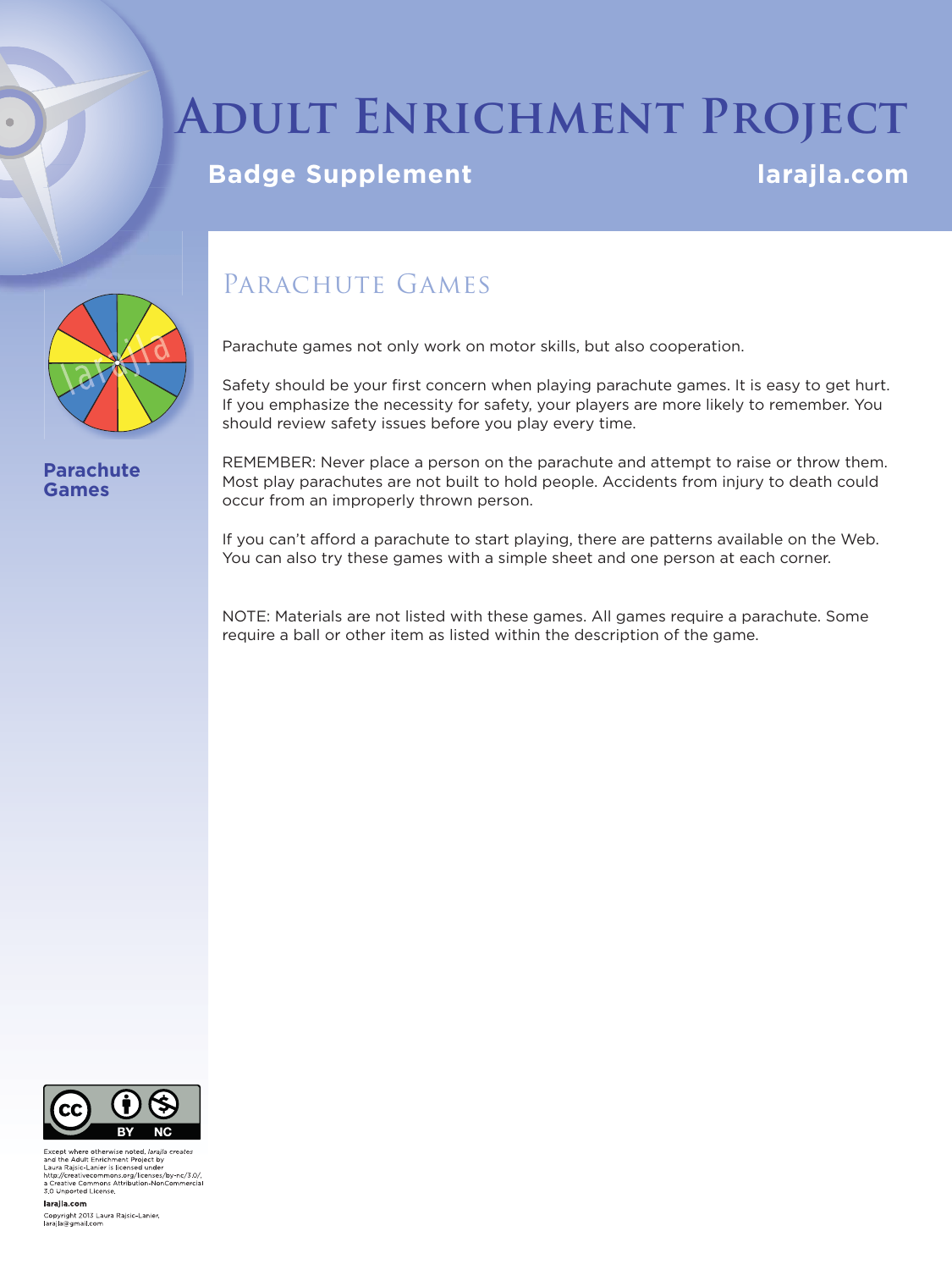# Adult Enrichment Project

**Badge Supplement** **larajla.com**

**Parachute Games**

## Parachute Games

Parachute games not only work on motor skills, but also cooperation.

Safety should be your first concern when playing parachute games. It is easy to get hurt. If you emphasize the necessity for safety, your players are more likely to remember. You should review safety issues before you play every time.

REMEMBER: Never place a person on the parachute and attempt to raise or throw them. Most play parachutes are not built to hold people. Accidents from injury to death could occur from an improperly thrown person.

If you can't afford a parachute to start playing, there are patterns available on the Web. You can also try these games with a simple sheet and one person at each corner.

NOTE: Materials are not listed with these games. All games require a parachute. Some require a ball or other item as listed within the description of the game.

Except where otherwise noted, *larajla creates* and the Adult Enrichment Project by Laura Rajsic-Lanier is licensed under http://creativecommons.org/licenses/by-nc/3.0/, a Creative Commons Attribution-NonCommercial 3.0 Unported License.

**larajla.com**

Copyright 2013 Laura Rajsic-Lanier, larajla@gmail.com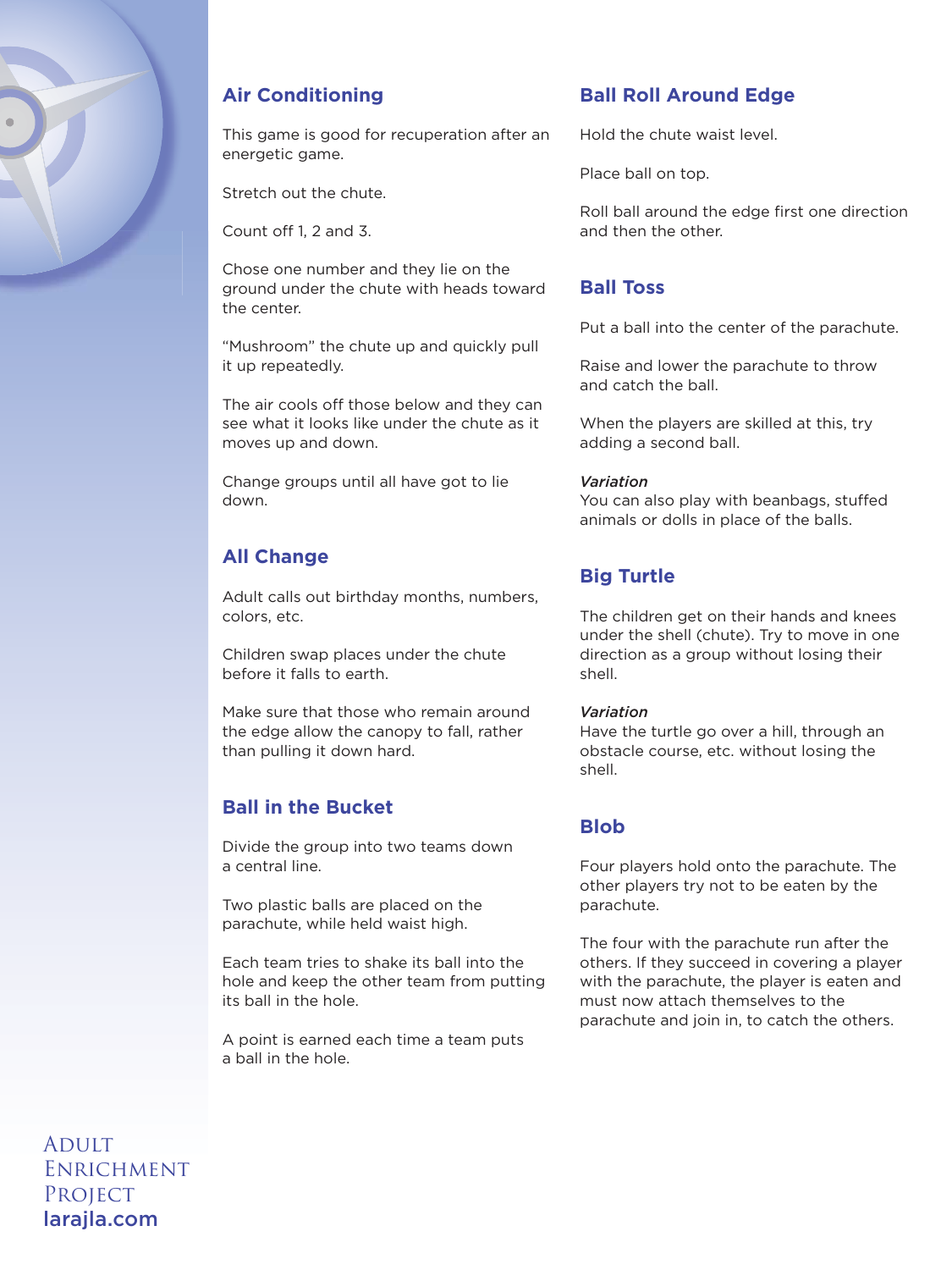## Air Conditioning

This game is good for recuperation after an energetic game.

Stretch out the chute.

Count off 1, 2 and 3.

Chose one number and they lie on the ground under the chute with heads toward the center.

"Mushroom" the chute up and quickly pull it up repeatedly.

The air cools off those below and they can see what it looks like under the chute as it moves up and down.

Change groups until all have got to lie down.

## All Change

Adult calls out birthday months, numbers, colors, etc.

Children swap places under the chute before it falls to earth.

Make sure that those who remain around the edge allow the canopy to fall, rather than pulling it down hard.

## Ball in the Bucket

Divide the group into two teams down a central line.

Two plastic balls are placed on the parachute, while held waist high.

Each team tries to shake its ball into the hole and keep the other team from putting its ball in the hole.

A point is earned each time a team puts a ball in the hole.

## Ball Roll Around Edge

Hold the chute waist level.

Place ball on top.

Roll ball around the edge first one direction and then the other.

## Ball Toss

Put a ball into the center of the parachute.

Raise and lower the parachute to throw and catch the ball.

When the players are skilled at this, try adding a second ball.

*Variation*
You can also play with beanbags, stuffed animals or dolls in place of the balls.

## Big Turtle

The children get on their hands and knees under the shell (chute). Try to move in one direction as a group without losing their shell.

*Variation*
Have the turtle go over a hill, through an obstacle course, etc. without losing the shell.

## Blob

Four players hold onto the parachute. The other players try not to be eaten by the parachute.

The four with the parachute run after the others. If they succeed in covering a player with the parachute, the player is eaten and must now attach themselves to the parachute and join in, to catch the others.

Adult Enrichment Project
larajla.com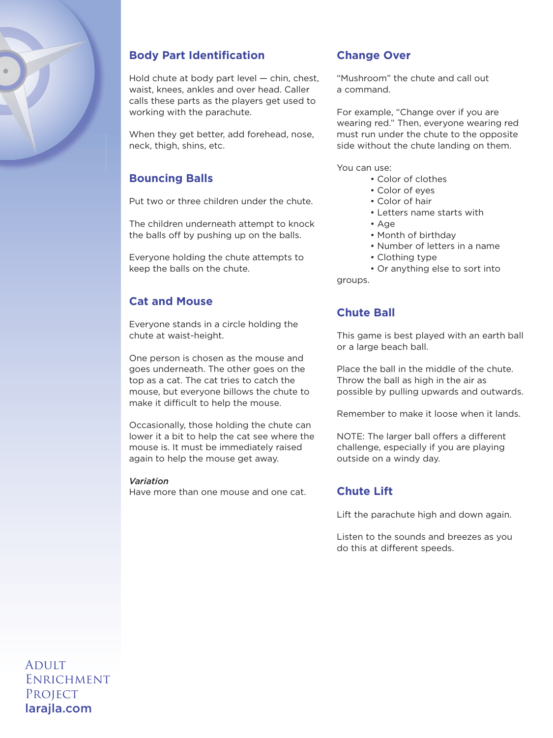## Body Part Identification

Hold chute at body part level — chin, chest, waist, knees, ankles and over head. Caller calls these parts as the players get used to working with the parachute.

When they get better, add forehead, nose, neck, thigh, shins, etc.

## Bouncing Balls

Put two or three children under the chute.

The children underneath attempt to knock the balls off by pushing up on the balls.

Everyone holding the chute attempts to keep the balls on the chute.

## Cat and Mouse

Everyone stands in a circle holding the chute at waist-height.

One person is chosen as the mouse and goes underneath. The other goes on the top as a cat. The cat tries to catch the mouse, but everyone billows the chute to make it difficult to help the mouse.

Occasionally, those holding the chute can lower it a bit to help the cat see where the mouse is. It must be immediately raised again to help the mouse get away.

*Variation*
Have more than one mouse and one cat.

## Change Over

"Mushroom" the chute and call out a command.

For example, "Change over if you are wearing red." Then, everyone wearing red must run under the chute to the opposite side without the chute landing on them.

You can use:

- Color of clothes
- Color of eyes
- Color of hair
- Letters name starts with
- Age
- Month of birthday
- Number of letters in a name
- Clothing type
- Or anything else to sort into groups.

## Chute Ball

This game is best played with an earth ball or a large beach ball.

Place the ball in the middle of the chute. Throw the ball as high in the air as possible by pulling upwards and outwards.

Remember to make it loose when it lands.

NOTE: The larger ball offers a different challenge, especially if you are playing outside on a windy day.

## Chute Lift

Lift the parachute high and down again.

Listen to the sounds and breezes as you do this at different speeds.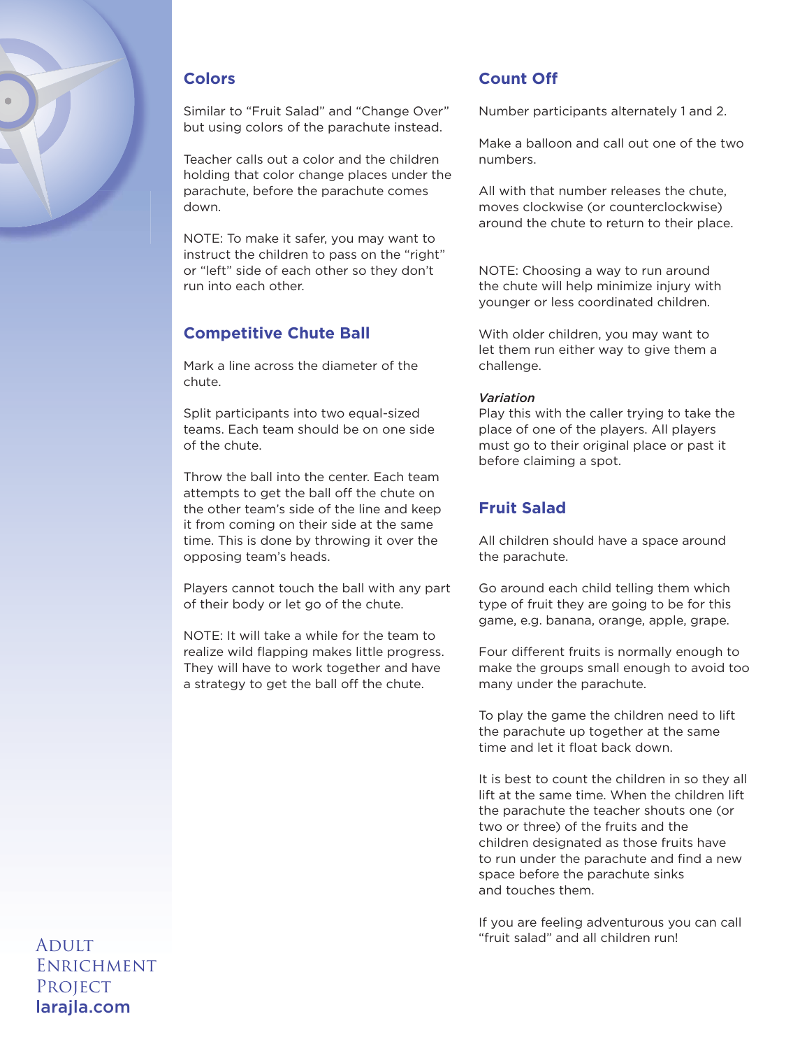## Colors

Similar to “Fruit Salad” and “Change Over” but using colors of the parachute instead.

Teacher calls out a color and the children holding that color change places under the parachute, before the parachute comes down.

NOTE: To make it safer, you may want to instruct the children to pass on the “right” or “left” side of each other so they don’t run into each other.

## Competitive Chute Ball

Mark a line across the diameter of the chute.

Split participants into two equal-sized teams. Each team should be on one side of the chute.

Throw the ball into the center. Each team attempts to get the ball off the chute on the other team’s side of the line and keep it from coming on their side at the same time. This is done by throwing it over the opposing team’s heads.

Players cannot touch the ball with any part of their body or let go of the chute.

NOTE: It will take a while for the team to realize wild flapping makes little progress. They will have to work together and have a strategy to get the ball off the chute.

## Count Off

Number participants alternately 1 and 2.

Make a balloon and call out one of the two numbers.

All with that number releases the chute, moves clockwise (or counterclockwise) around the chute to return to their place.

NOTE: Choosing a way to run around the chute will help minimize injury with younger or less coordinated children.

With older children, you may want to let them run either way to give them a challenge.

*Variation*
Play this with the caller trying to take the place of one of the players. All players must go to their original place or past it before claiming a spot.

## Fruit Salad

All children should have a space around the parachute.

Go around each child telling them which type of fruit they are going to be for this game, e.g. banana, orange, apple, grape.

Four different fruits is normally enough to make the groups small enough to avoid too many under the parachute.

To play the game the children need to lift the parachute up together at the same time and let it float back down.

It is best to count the children in so they all lift at the same time. When the children lift the parachute the teacher shouts one (or two or three) of the fruits and the children designated as those fruits have to run under the parachute and find a new space before the parachute sinks and touches them.

If you are feeling adventurous you can call “fruit salad” and all children run!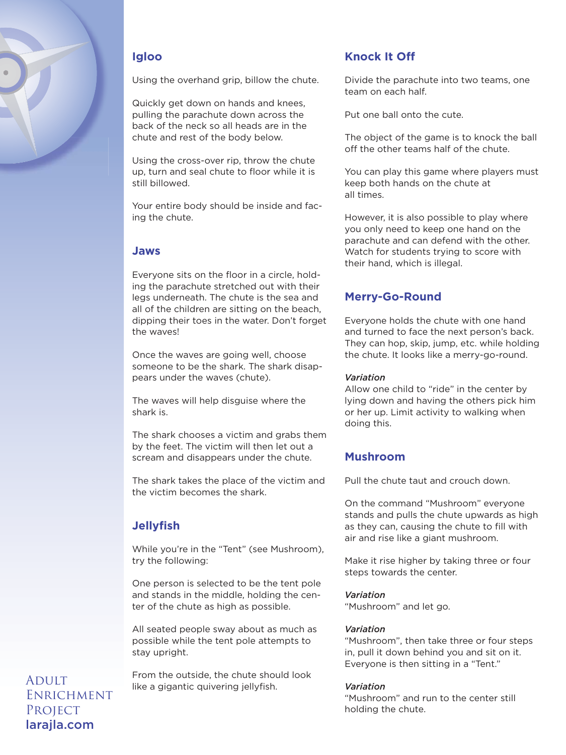## Igloo

Using the overhand grip, billow the chute.

Quickly get down on hands and knees, pulling the parachute down across the back of the neck so all heads are in the chute and rest of the body below.

Using the cross-over rip, throw the chute up, turn and seal chute to floor while it is still billowed.

Your entire body should be inside and facing the chute.

## Jaws

Everyone sits on the floor in a circle, holding the parachute stretched out with their legs underneath. The chute is the sea and all of the children are sitting on the beach, dipping their toes in the water. Don't forget the waves!

Once the waves are going well, choose someone to be the shark. The shark disappears under the waves (chute).

The waves will help disguise where the shark is.

The shark chooses a victim and grabs them by the feet. The victim will then let out a scream and disappears under the chute.

The shark takes the place of the victim and the victim becomes the shark.

## Jellyfish

While you're in the "Tent" (see Mushroom), try the following:

One person is selected to be the tent pole and stands in the middle, holding the center of the chute as high as possible.

All seated people sway about as much as possible while the tent pole attempts to stay upright.

From the outside, the chute should look like a gigantic quivering jellyfish.

## Knock It Off

Divide the parachute into two teams, one team on each half.

Put one ball onto the cute.

The object of the game is to knock the ball off the other teams half of the chute.

You can play this game where players must keep both hands on the chute at all times.

However, it is also possible to play where you only need to keep one hand on the parachute and can defend with the other. Watch for students trying to score with their hand, which is illegal.

## Merry-Go-Round

Everyone holds the chute with one hand and turned to face the next person's back. They can hop, skip, jump, etc. while holding the chute. It looks like a merry-go-round.

*Variation*
Allow one child to "ride" in the center by lying down and having the others pick him or her up. Limit activity to walking when doing this.

## Mushroom

Pull the chute taut and crouch down.

On the command "Mushroom" everyone stands and pulls the chute upwards as high as they can, causing the chute to fill with air and rise like a giant mushroom.

Make it rise higher by taking three or four steps towards the center.

*Variation*
"Mushroom" and let go.

*Variation*
"Mushroom", then take three or four steps in, pull it down behind you and sit on it. Everyone is then sitting in a "Tent."

*Variation*
"Mushroom" and run to the center still holding the chute.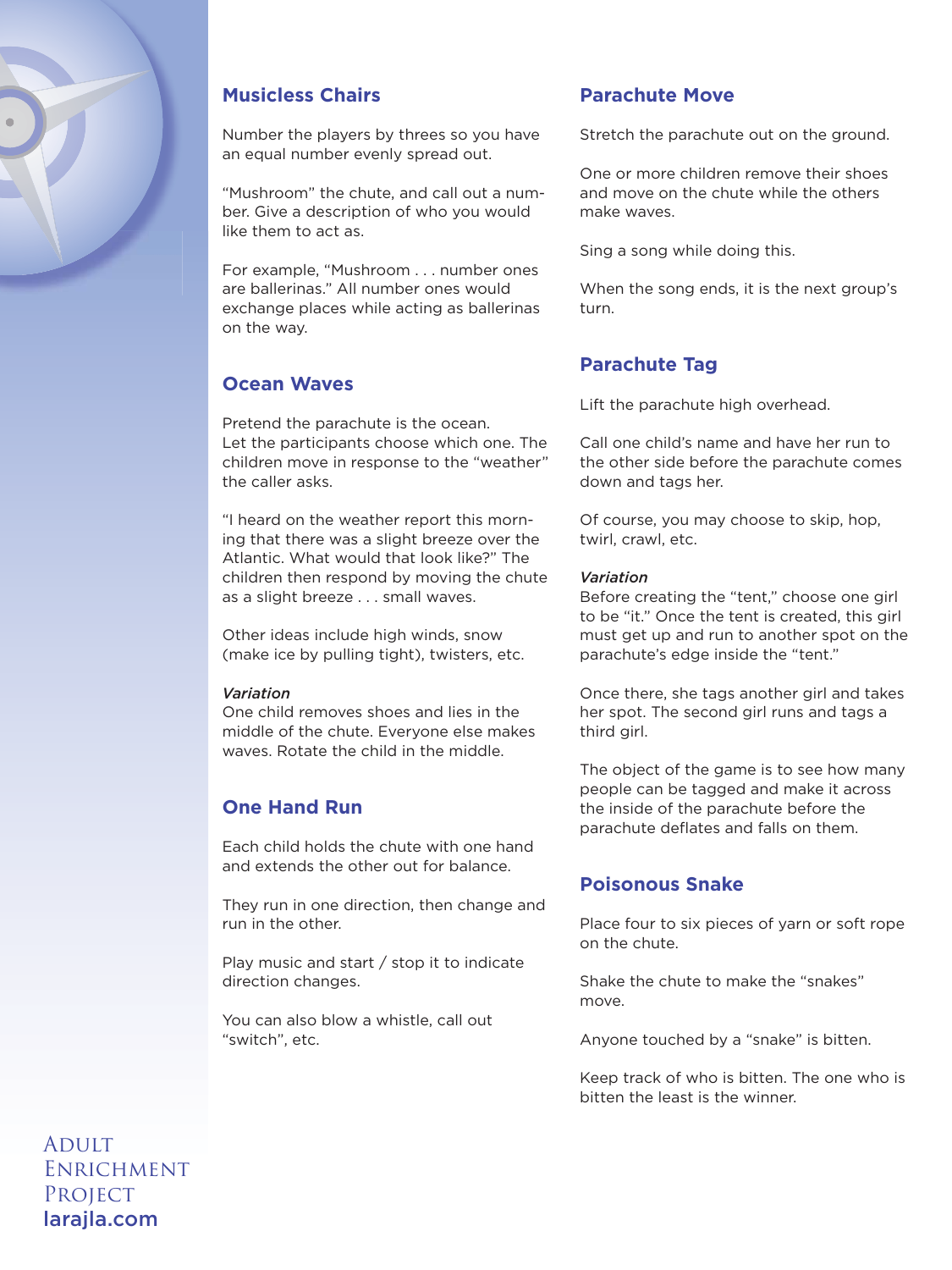## Musicless Chairs

Number the players by threes so you have an equal number evenly spread out.

"Mushroom" the chute, and call out a number. Give a description of who you would like them to act as.

For example, "Mushroom . . . number ones are ballerinas." All number ones would exchange places while acting as ballerinas on the way.

## Ocean Waves

Pretend the parachute is the ocean. Let the participants choose which one. The children move in response to the "weather" the caller asks.

"I heard on the weather report this morning that there was a slight breeze over the Atlantic. What would that look like?" The children then respond by moving the chute as a slight breeze . . . small waves.

Other ideas include high winds, snow (make ice by pulling tight), twisters, etc.

*Variation*
One child removes shoes and lies in the middle of the chute. Everyone else makes waves. Rotate the child in the middle.

## One Hand Run

Each child holds the chute with one hand and extends the other out for balance.

They run in one direction, then change and run in the other.

Play music and start / stop it to indicate direction changes.

You can also blow a whistle, call out "switch", etc.

## Parachute Move

Stretch the parachute out on the ground.

One or more children remove their shoes and move on the chute while the others make waves.

Sing a song while doing this.

When the song ends, it is the next group's turn.

## Parachute Tag

Lift the parachute high overhead.

Call one child's name and have her run to the other side before the parachute comes down and tags her.

Of course, you may choose to skip, hop, twirl, crawl, etc.

*Variation*
Before creating the "tent," choose one girl to be "it." Once the tent is created, this girl must get up and run to another spot on the parachute's edge inside the "tent."

Once there, she tags another girl and takes her spot. The second girl runs and tags a third girl.

The object of the game is to see how many people can be tagged and make it across the inside of the parachute before the parachute deflates and falls on them.

## Poisonous Snake

Place four to six pieces of yarn or soft rope on the chute.

Shake the chute to make the "snakes" move.

Anyone touched by a "snake" is bitten.

Keep track of who is bitten. The one who is bitten the least is the winner.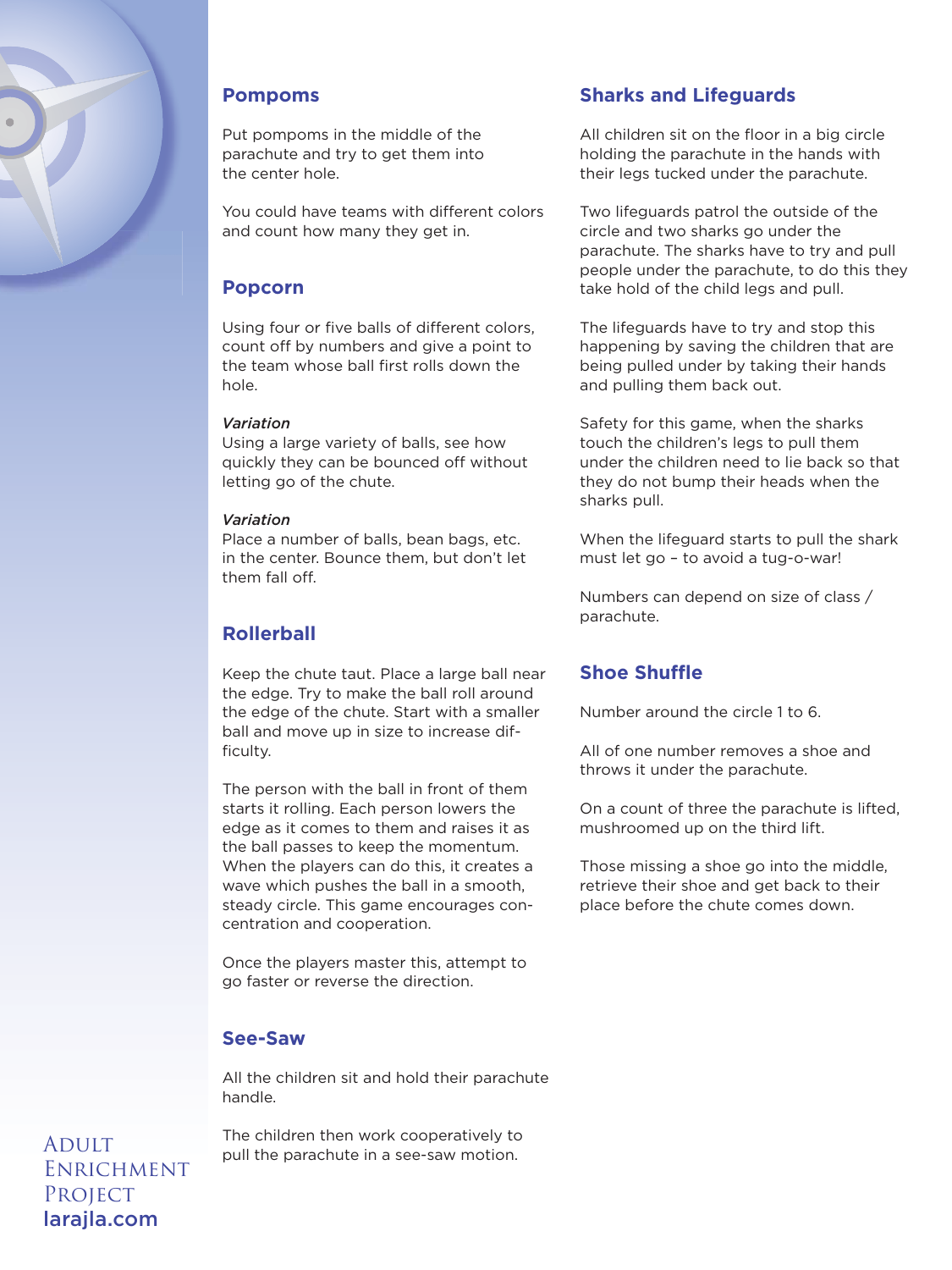## Pompoms

Put pompoms in the middle of the parachute and try to get them into the center hole.

You could have teams with different colors and count how many they get in.

## Popcorn

Using four or five balls of different colors, count off by numbers and give a point to the team whose ball first rolls down the hole.

*Variation*
Using a large variety of balls, see how quickly they can be bounced off without letting go of the chute.

*Variation*
Place a number of balls, bean bags, etc. in the center. Bounce them, but don't let them fall off.

## Rollerball

Keep the chute taut. Place a large ball near the edge. Try to make the ball roll around the edge of the chute. Start with a smaller ball and move up in size to increase difficulty.

The person with the ball in front of them starts it rolling. Each person lowers the edge as it comes to them and raises it as the ball passes to keep the momentum. When the players can do this, it creates a wave which pushes the ball in a smooth, steady circle. This game encourages concentration and cooperation.

Once the players master this, attempt to go faster or reverse the direction.

## See-Saw

All the children sit and hold their parachute handle.

The children then work cooperatively to pull the parachute in a see-saw motion.

## Sharks and Lifeguards

All children sit on the floor in a big circle holding the parachute in the hands with their legs tucked under the parachute.

Two lifeguards patrol the outside of the circle and two sharks go under the parachute. The sharks have to try and pull people under the parachute, to do this they take hold of the child legs and pull.

The lifeguards have to try and stop this happening by saving the children that are being pulled under by taking their hands and pulling them back out.

Safety for this game, when the sharks touch the children's legs to pull them under the children need to lie back so that they do not bump their heads when the sharks pull.

When the lifeguard starts to pull the shark must let go – to avoid a tug-o-war!

Numbers can depend on size of class / parachute.

## Shoe Shuffle

Number around the circle 1 to 6.

All of one number removes a shoe and throws it under the parachute.

On a count of three the parachute is lifted, mushroomed up on the third lift.

Those missing a shoe go into the middle, retrieve their shoe and get back to their place before the chute comes down.

Adult Enrichment Project
larajla.com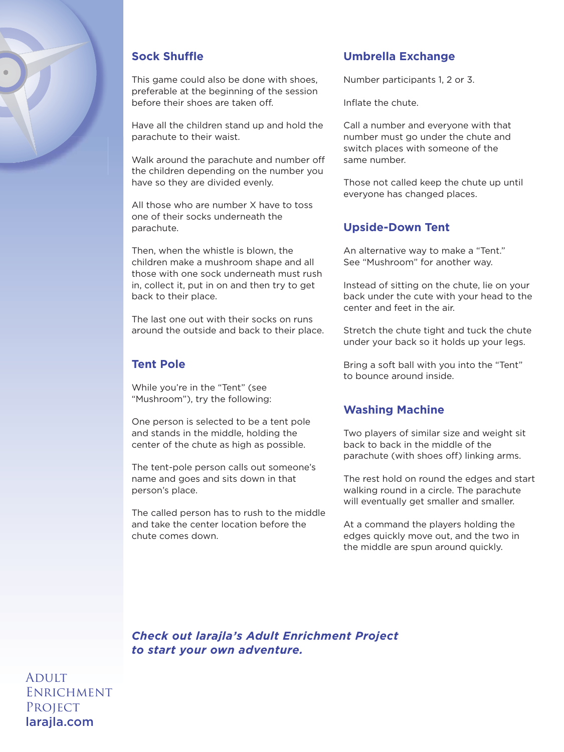## Sock Shuffle

This game could also be done with shoes, preferable at the beginning of the session before their shoes are taken off.

Have all the children stand up and hold the parachute to their waist.

Walk around the parachute and number off the children depending on the number you have so they are divided evenly.

All those who are number X have to toss one of their socks underneath the parachute.

Then, when the whistle is blown, the children make a mushroom shape and all those with one sock underneath must rush in, collect it, put in on and then try to get back to their place.

The last one out with their socks on runs around the outside and back to their place.

## Tent Pole

While you're in the "Tent" (see "Mushroom"), try the following:

One person is selected to be a tent pole and stands in the middle, holding the center of the chute as high as possible.

The tent-pole person calls out someone's name and goes and sits down in that person's place.

The called person has to rush to the middle and take the center location before the chute comes down.

## Umbrella Exchange

Number participants 1, 2 or 3.

Inflate the chute.

Call a number and everyone with that number must go under the chute and switch places with someone of the same number.

Those not called keep the chute up until everyone has changed places.

## Upside-Down Tent

An alternative way to make a "Tent." See "Mushroom" for another way.

Instead of sitting on the chute, lie on your back under the cute with your head to the center and feet in the air.

Stretch the chute tight and tuck the chute under your back so it holds up your legs.

Bring a soft ball with you into the "Tent" to bounce around inside.

## Washing Machine

Two players of similar size and weight sit back to back in the middle of the parachute (with shoes off) linking arms.

The rest hold on round the edges and start walking round in a circle. The parachute will eventually get smaller and smaller.

At a command the players holding the edges quickly move out, and the two in the middle are spun around quickly.

***Check out larajla's Adult Enrichment Project to start your own adventure.***

Adult Enrichment Project
larajla.com